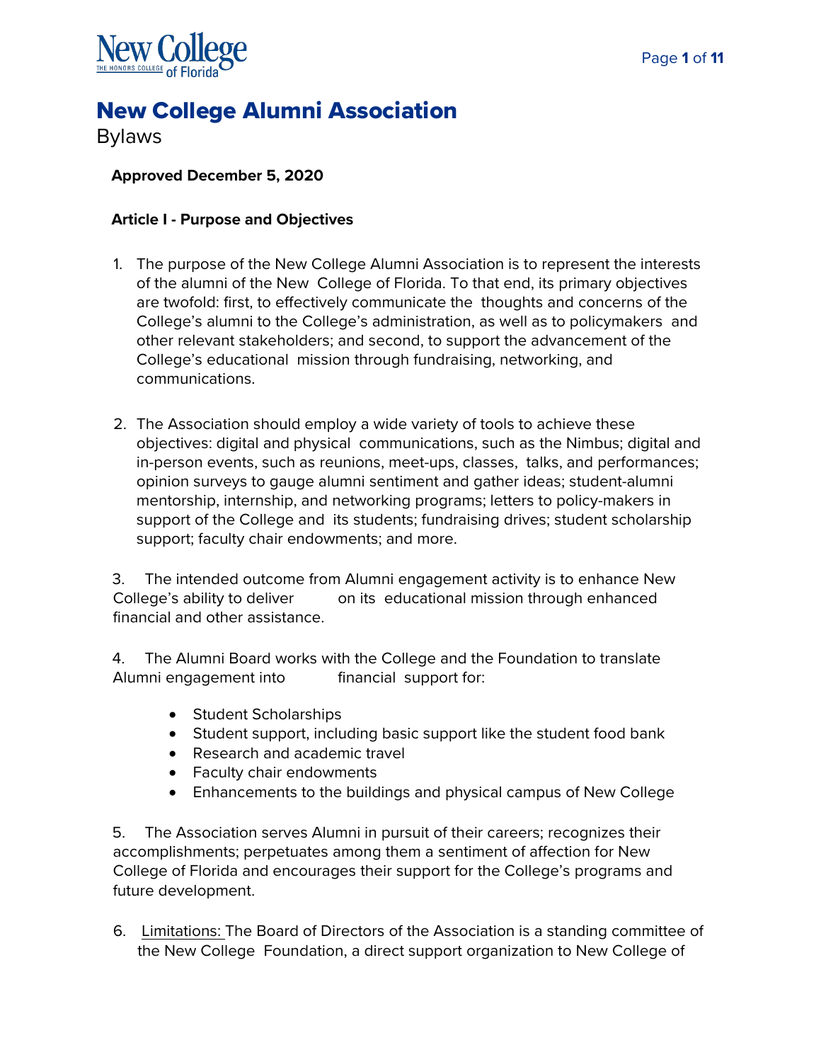# New College Alumni Association

Bylaws

**Approved December 5, 2020**

**Article I - Purpose and Objectives**

1. The purpose of the New College Alumni Association is to represent the interests of the alumni of the New College of Florida. To that end, its primary objectives are twofold: first, to effectively communicate the thoughts and concerns of the College's alumni to the College's administration, as well as to policymakers and other relevant stakeholders; and second, to support the advancement of the College's educational mission through fundraising, networking, and communications.

2. The Association should employ a wide variety of tools to achieve these objectives: digital and physical communications, such as the Nimbus; digital and in-person events, such as reunions, meet-ups, classes, talks, and performances; opinion surveys to gauge alumni sentiment and gather ideas; student-alumni mentorship, internship, and networking programs; letters to policy-makers in support of the College and its students; fundraising drives; student scholarship support; faculty chair endowments; and more.

3. The intended outcome from Alumni engagement activity is to enhance New College's ability to deliver on its educational mission through enhanced financial and other assistance.

4. The Alumni Board works with the College and the Foundation to translate Alumni engagement into financial support for:

   - Student Scholarships
   - Student support, including basic support like the student food bank
   - Research and academic travel
   - Faculty chair endowments
   - Enhancements to the buildings and physical campus of New College

5. The Association serves Alumni in pursuit of their careers; recognizes their accomplishments; perpetuates among them a sentiment of affection for New College of Florida and encourages their support for the College's programs and future development.

6. Limitations: The Board of Directors of the Association is a standing committee of the New College Foundation, a direct support organization to New College of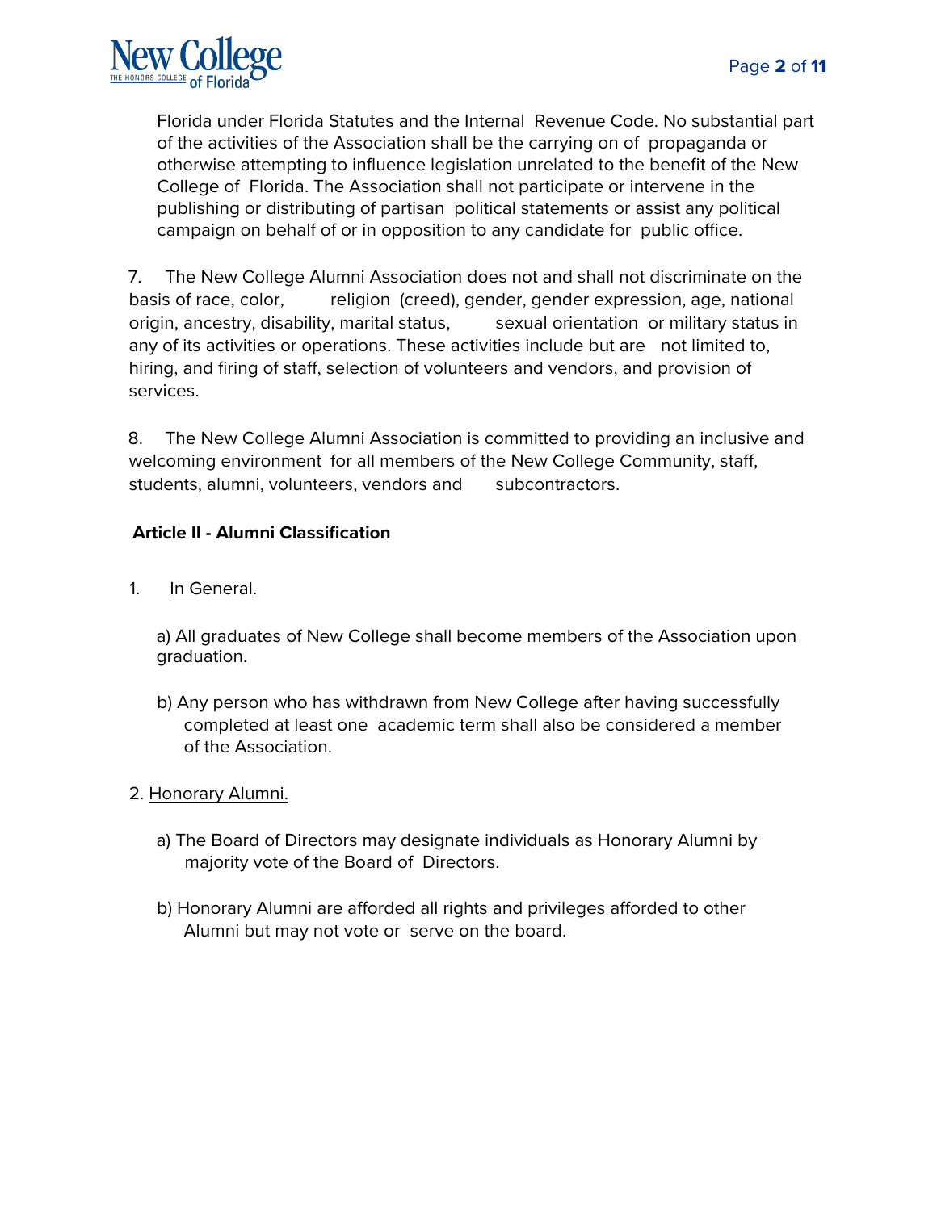Florida under Florida Statutes and the Internal Revenue Code. No substantial part of the activities of the Association shall be the carrying on of propaganda or otherwise attempting to influence legislation unrelated to the benefit of the New College of Florida. The Association shall not participate or intervene in the publishing or distributing of partisan political statements or assist any political campaign on behalf of or in opposition to any candidate for public office.

7. The New College Alumni Association does not and shall not discriminate on the basis of race, color, religion (creed), gender, gender expression, age, national origin, ancestry, disability, marital status, sexual orientation or military status in any of its activities or operations. These activities include but are not limited to, hiring, and firing of staff, selection of volunteers and vendors, and provision of services.

8. The New College Alumni Association is committed to providing an inclusive and welcoming environment for all members of the New College Community, staff, students, alumni, volunteers, vendors and subcontractors.

**Article II - Alumni Classification**

1. In General.

a) All graduates of New College shall become members of the Association upon graduation.

b) Any person who has withdrawn from New College after having successfully completed at least one academic term shall also be considered a member of the Association.

2. Honorary Alumni.

a) The Board of Directors may designate individuals as Honorary Alumni by majority vote of the Board of Directors.

b) Honorary Alumni are afforded all rights and privileges afforded to other Alumni but may not vote or serve on the board.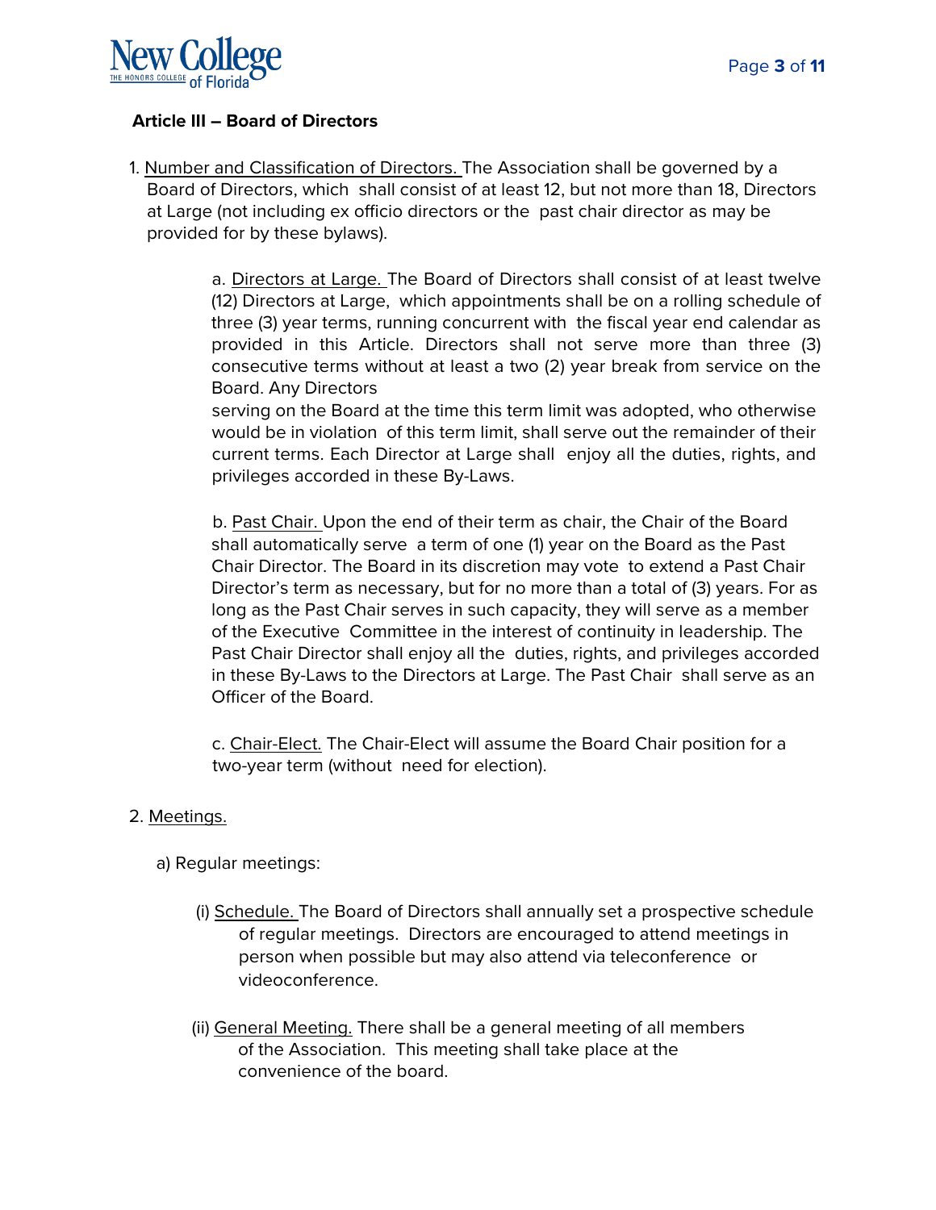**Article III – Board of Directors**

1. Number and Classification of Directors. The Association shall be governed by a Board of Directors, which shall consist of at least 12, but not more than 18, Directors at Large (not including ex officio directors or the past chair director as may be provided for by these bylaws).

    a. Directors at Large. The Board of Directors shall consist of at least twelve (12) Directors at Large, which appointments shall be on a rolling schedule of three (3) year terms, running concurrent with the fiscal year end calendar as provided in this Article. Directors shall not serve more than three (3) consecutive terms without at least a two (2) year break from service on the Board. Any Directors serving on the Board at the time this term limit was adopted, who otherwise would be in violation of this term limit, shall serve out the remainder of their current terms. Each Director at Large shall enjoy all the duties, rights, and privileges accorded in these By-Laws.

    b. Past Chair. Upon the end of their term as chair, the Chair of the Board shall automatically serve a term of one (1) year on the Board as the Past Chair Director. The Board in its discretion may vote to extend a Past Chair Director's term as necessary, but for no more than a total of (3) years. For as long as the Past Chair serves in such capacity, they will serve as a member of the Executive Committee in the interest of continuity in leadership. The Past Chair Director shall enjoy all the duties, rights, and privileges accorded in these By-Laws to the Directors at Large. The Past Chair shall serve as an Officer of the Board.

    c. Chair-Elect. The Chair-Elect will assume the Board Chair position for a two-year term (without need for election).

2. Meetings.

    a) Regular meetings:

        (i) Schedule. The Board of Directors shall annually set a prospective schedule of regular meetings. Directors are encouraged to attend meetings in person when possible but may also attend via teleconference or videoconference.

        (ii) General Meeting. There shall be a general meeting of all members of the Association. This meeting shall take place at the convenience of the board.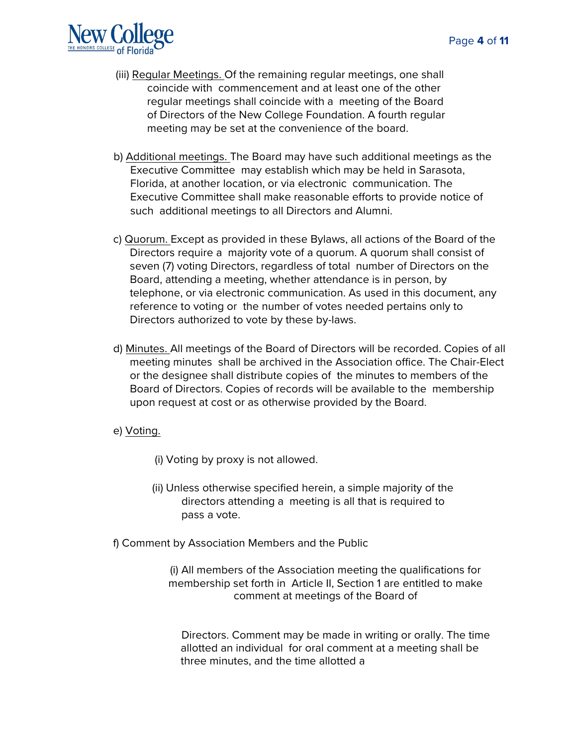(iii) Regular Meetings. Of the remaining regular meetings, one shall coincide with commencement and at least one of the other regular meetings shall coincide with a meeting of the Board of Directors of the New College Foundation. A fourth regular meeting may be set at the convenience of the board.

b) Additional meetings. The Board may have such additional meetings as the Executive Committee may establish which may be held in Sarasota, Florida, at another location, or via electronic communication. The Executive Committee shall make reasonable efforts to provide notice of such additional meetings to all Directors and Alumni.

c) Quorum. Except as provided in these Bylaws, all actions of the Board of the Directors require a majority vote of a quorum. A quorum shall consist of seven (7) voting Directors, regardless of total number of Directors on the Board, attending a meeting, whether attendance is in person, by telephone, or via electronic communication. As used in this document, any reference to voting or the number of votes needed pertains only to Directors authorized to vote by these by-laws.

d) Minutes. All meetings of the Board of Directors will be recorded. Copies of all meeting minutes shall be archived in the Association office. The Chair-Elect or the designee shall distribute copies of the minutes to members of the Board of Directors. Copies of records will be available to the membership upon request at cost or as otherwise provided by the Board.

e) Voting.

(i) Voting by proxy is not allowed.

(ii) Unless otherwise specified herein, a simple majority of the directors attending a meeting is all that is required to pass a vote.

f) Comment by Association Members and the Public

(i) All members of the Association meeting the qualifications for membership set forth in Article II, Section 1 are entitled to make comment at meetings of the Board of Directors. Comment may be made in writing or orally. The time allotted an individual for oral comment at a meeting shall be three minutes, and the time allotted a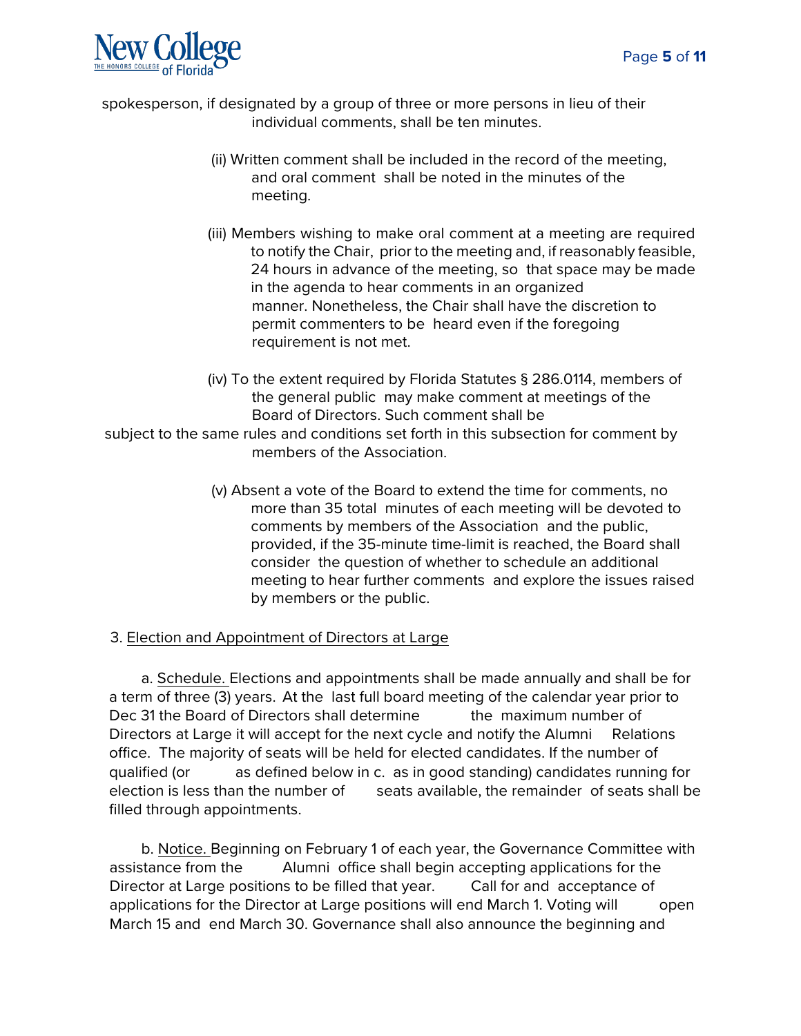spokesperson, if designated by a group of three or more persons in lieu of their individual comments, shall be ten minutes.

(ii) Written comment shall be included in the record of the meeting, and oral comment shall be noted in the minutes of the meeting.

(iii) Members wishing to make oral comment at a meeting are required to notify the Chair, prior to the meeting and, if reasonably feasible, 24 hours in advance of the meeting, so that space may be made in the agenda to hear comments in an organized manner. Nonetheless, the Chair shall have the discretion to permit commenters to be heard even if the foregoing requirement is not met.

(iv) To the extent required by Florida Statutes § 286.0114, members of the general public may make comment at meetings of the Board of Directors. Such comment shall be subject to the same rules and conditions set forth in this subsection for comment by members of the Association.

(v) Absent a vote of the Board to extend the time for comments, no more than 35 total minutes of each meeting will be devoted to comments by members of the Association and the public, provided, if the 35-minute time-limit is reached, the Board shall consider the question of whether to schedule an additional meeting to hear further comments and explore the issues raised by members or the public.

3. Election and Appointment of Directors at Large

a. Schedule. Elections and appointments shall be made annually and shall be for a term of three (3) years. At the last full board meeting of the calendar year prior to Dec 31 the Board of Directors shall determine the maximum number of Directors at Large it will accept for the next cycle and notify the Alumni Relations office. The majority of seats will be held for elected candidates. If the number of qualified (or as defined below in c. as in good standing) candidates running for election is less than the number of seats available, the remainder of seats shall be filled through appointments.

b. Notice. Beginning on February 1 of each year, the Governance Committee with assistance from the Alumni office shall begin accepting applications for the Director at Large positions to be filled that year. Call for and acceptance of applications for the Director at Large positions will end March 1. Voting will open March 15 and end March 30. Governance shall also announce the beginning and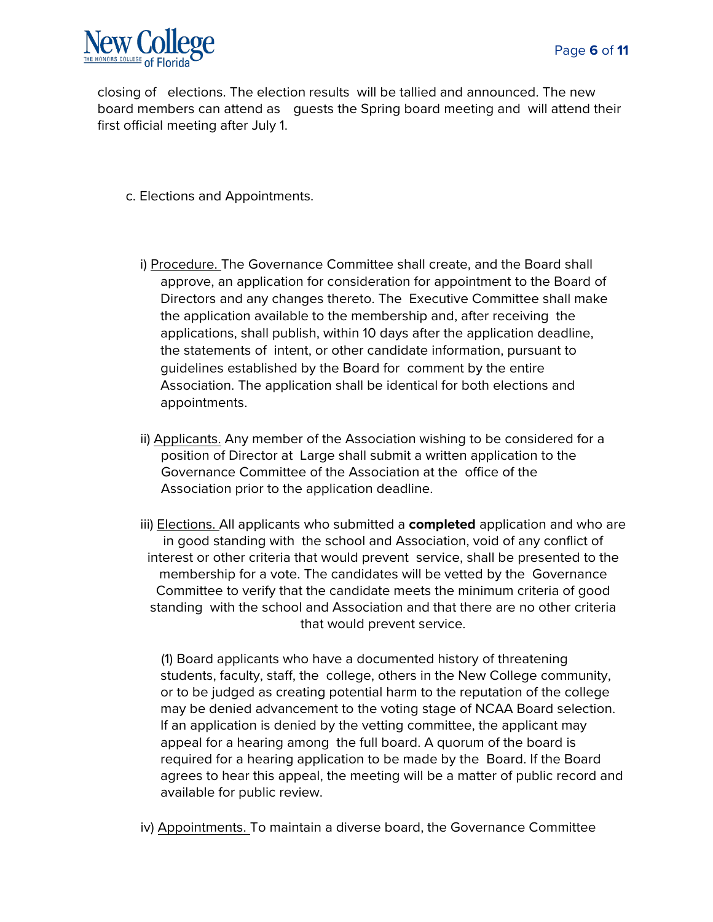closing of elections. The election results will be tallied and announced. The new board members can attend as guests the Spring board meeting and will attend their first official meeting after July 1.

c. Elections and Appointments.

i) Procedure. The Governance Committee shall create, and the Board shall approve, an application for consideration for appointment to the Board of Directors and any changes thereto. The Executive Committee shall make the application available to the membership and, after receiving the applications, shall publish, within 10 days after the application deadline, the statements of intent, or other candidate information, pursuant to guidelines established by the Board for comment by the entire Association. The application shall be identical for both elections and appointments.

ii) Applicants. Any member of the Association wishing to be considered for a position of Director at Large shall submit a written application to the Governance Committee of the Association at the office of the Association prior to the application deadline.

iii) Elections. All applicants who submitted a **completed** application and who are in good standing with the school and Association, void of any conflict of interest or other criteria that would prevent service, shall be presented to the membership for a vote. The candidates will be vetted by the Governance Committee to verify that the candidate meets the minimum criteria of good standing with the school and Association and that there are no other criteria that would prevent service.

(1) Board applicants who have a documented history of threatening students, faculty, staff, the college, others in the New College community, or to be judged as creating potential harm to the reputation of the college may be denied advancement to the voting stage of NCAA Board selection. If an application is denied by the vetting committee, the applicant may appeal for a hearing among the full board. A quorum of the board is required for a hearing application to be made by the Board. If the Board agrees to hear this appeal, the meeting will be a matter of public record and available for public review.

iv) Appointments. To maintain a diverse board, the Governance Committee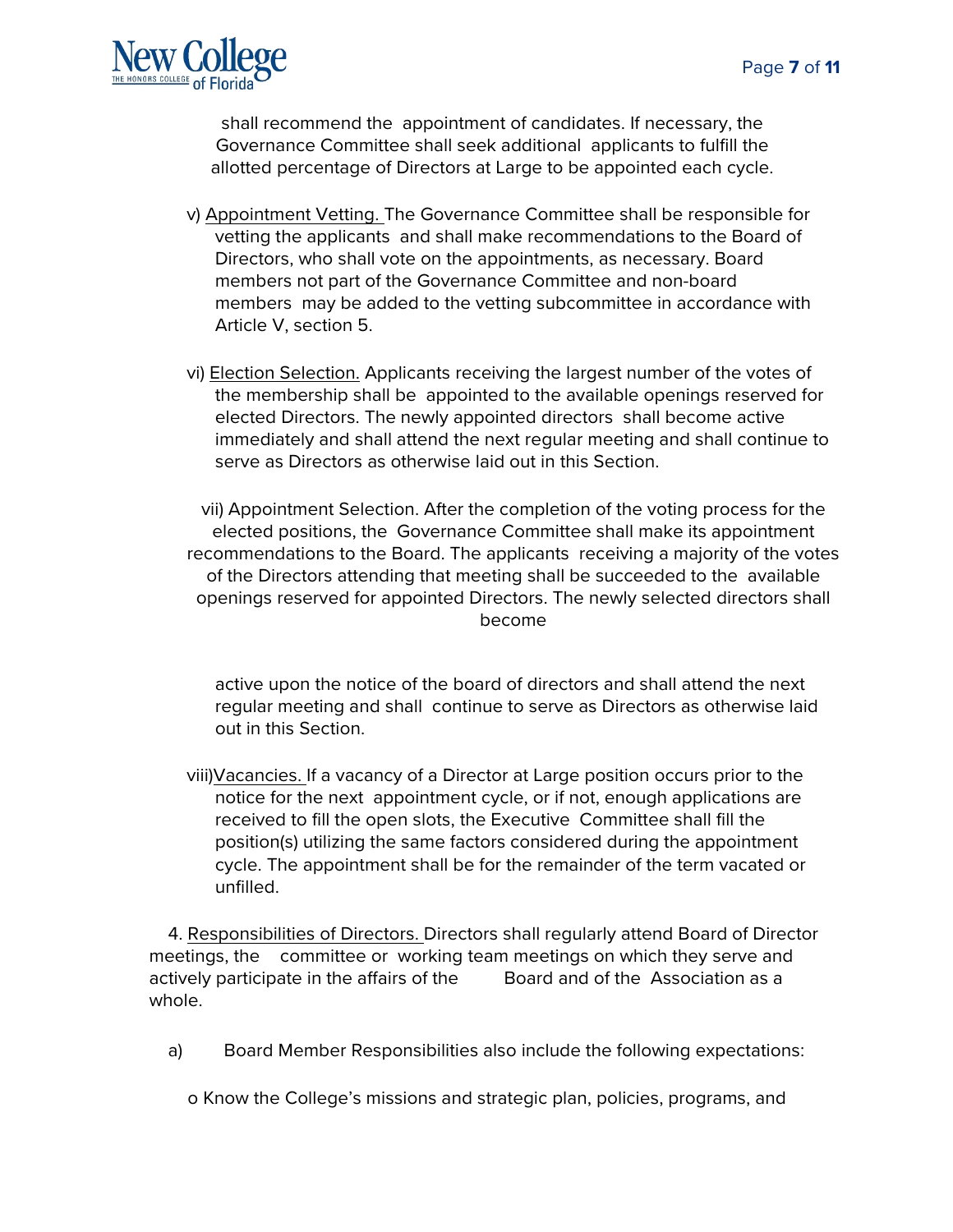shall recommend the appointment of candidates. If necessary, the Governance Committee shall seek additional applicants to fulfill the allotted percentage of Directors at Large to be appointed each cycle.

v) Appointment Vetting. The Governance Committee shall be responsible for vetting the applicants and shall make recommendations to the Board of Directors, who shall vote on the appointments, as necessary. Board members not part of the Governance Committee and non-board members may be added to the vetting subcommittee in accordance with Article V, section 5.

vi) Election Selection. Applicants receiving the largest number of the votes of the membership shall be appointed to the available openings reserved for elected Directors. The newly appointed directors shall become active immediately and shall attend the next regular meeting and shall continue to serve as Directors as otherwise laid out in this Section.

vii) Appointment Selection. After the completion of the voting process for the elected positions, the Governance Committee shall make its appointment recommendations to the Board. The applicants receiving a majority of the votes of the Directors attending that meeting shall be succeeded to the available openings reserved for appointed Directors. The newly selected directors shall become active upon the notice of the board of directors and shall attend the next regular meeting and shall continue to serve as Directors as otherwise laid out in this Section.

viii) Vacancies. If a vacancy of a Director at Large position occurs prior to the notice for the next appointment cycle, or if not, enough applications are received to fill the open slots, the Executive Committee shall fill the position(s) utilizing the same factors considered during the appointment cycle. The appointment shall be for the remainder of the term vacated or unfilled.

4. Responsibilities of Directors. Directors shall regularly attend Board of Director meetings, the committee or working team meetings on which they serve and actively participate in the affairs of the Board and of the Association as a whole.

a) Board Member Responsibilities also include the following expectations:

o Know the College's missions and strategic plan, policies, programs, and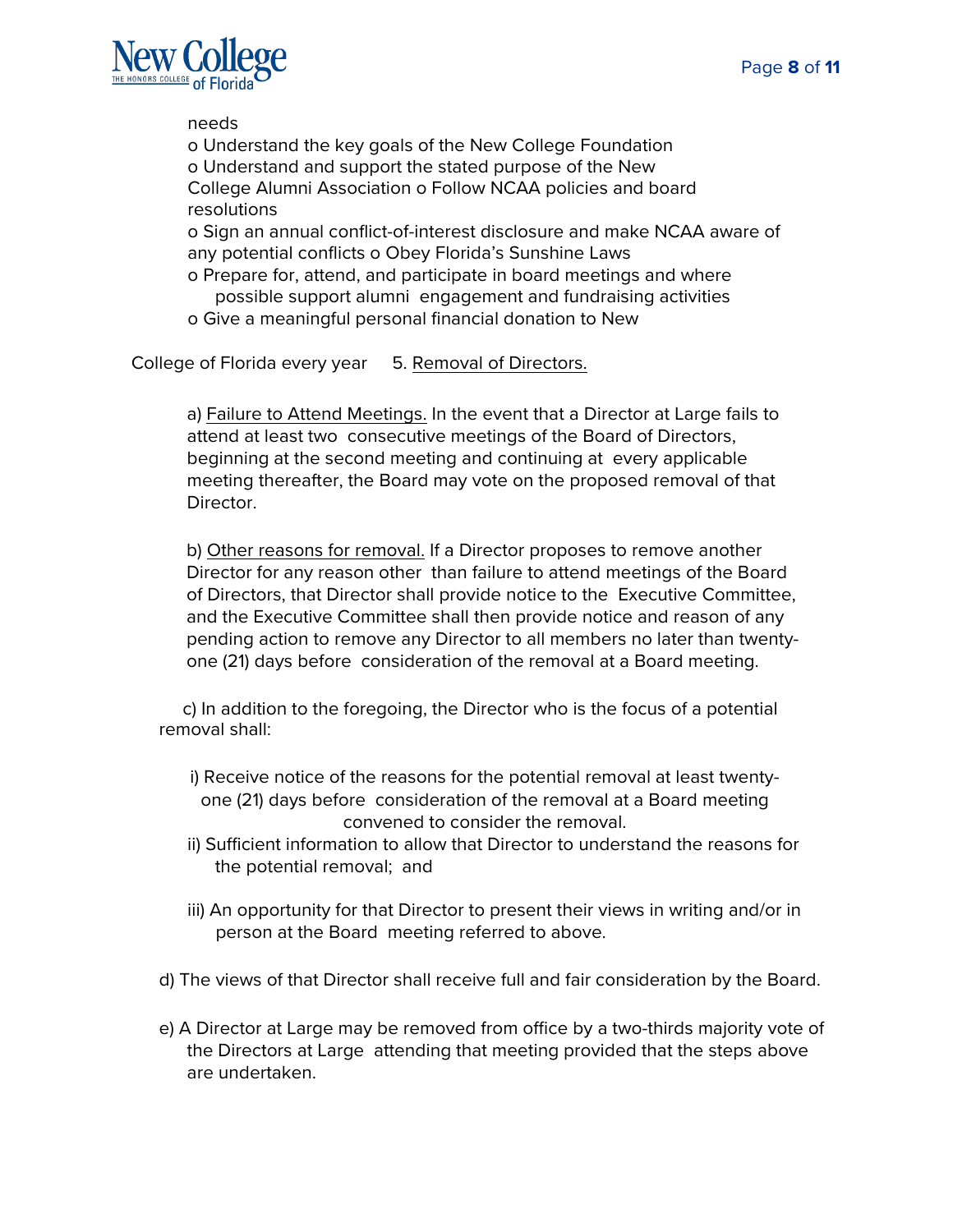needs

o Understand the key goals of the New College Foundation
o Understand and support the stated purpose of the New College Alumni Association o Follow NCAA policies and board resolutions
o Sign an annual conflict-of-interest disclosure and make NCAA aware of any potential conflicts o Obey Florida's Sunshine Laws
o Prepare for, attend, and participate in board meetings and where possible support alumni engagement and fundraising activities
o Give a meaningful personal financial donation to New

College of Florida every year 5. Removal of Directors.

a) Failure to Attend Meetings. In the event that a Director at Large fails to attend at least two consecutive meetings of the Board of Directors, beginning at the second meeting and continuing at every applicable meeting thereafter, the Board may vote on the proposed removal of that Director.

b) Other reasons for removal. If a Director proposes to remove another Director for any reason other than failure to attend meetings of the Board of Directors, that Director shall provide notice to the Executive Committee, and the Executive Committee shall then provide notice and reason of any pending action to remove any Director to all members no later than twenty-one (21) days before consideration of the removal at a Board meeting.

c) In addition to the foregoing, the Director who is the focus of a potential removal shall:

i) Receive notice of the reasons for the potential removal at least twenty-one (21) days before consideration of the removal at a Board meeting convened to consider the removal.
ii) Sufficient information to allow that Director to understand the reasons for the potential removal; and

iii) An opportunity for that Director to present their views in writing and/or in person at the Board meeting referred to above.

d) The views of that Director shall receive full and fair consideration by the Board.

e) A Director at Large may be removed from office by a two-thirds majority vote of the Directors at Large attending that meeting provided that the steps above are undertaken.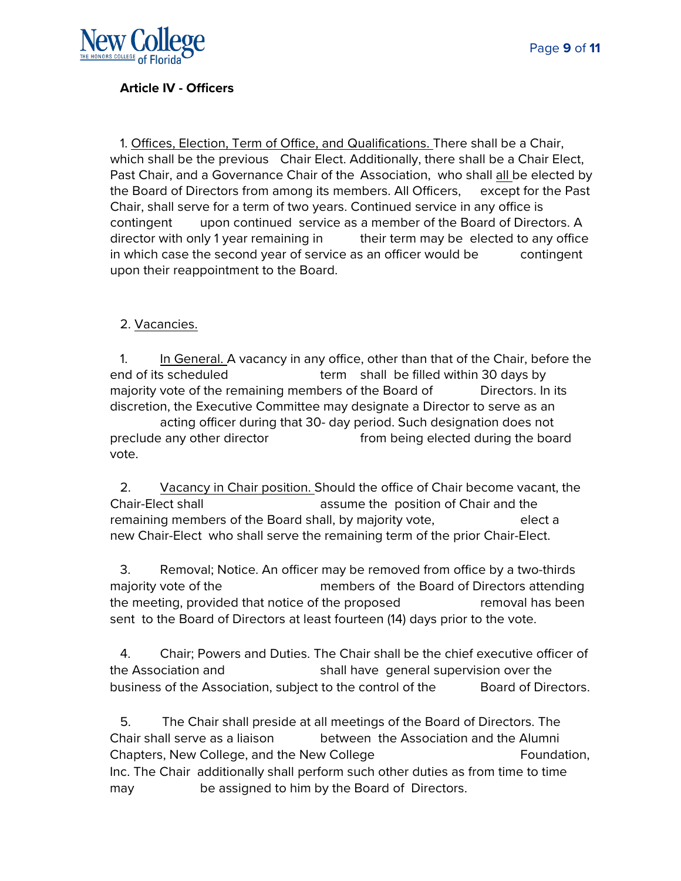**Article IV - Officers**

1. Offices, Election, Term of Office, and Qualifications. There shall be a Chair, which shall be the previous Chair Elect. Additionally, there shall be a Chair Elect, Past Chair, and a Governance Chair of the Association, who shall all be elected by the Board of Directors from among its members. All Officers, except for the Past Chair, shall serve for a term of two years. Continued service in any office is contingent upon continued service as a member of the Board of Directors. A director with only 1 year remaining in their term may be elected to any office in which case the second year of service as an officer would be contingent upon their reappointment to the Board.

2. Vacancies.

   1. In General. A vacancy in any office, other than that of the Chair, before the end of its scheduled term shall be filled within 30 days by majority vote of the remaining members of the Board of Directors. In its discretion, the Executive Committee may designate a Director to serve as an acting officer during that 30- day period. Such designation does not preclude any other director from being elected during the board vote.

   2. Vacancy in Chair position. Should the office of Chair become vacant, the Chair-Elect shall assume the position of Chair and the remaining members of the Board shall, by majority vote, elect a new Chair-Elect who shall serve the remaining term of the prior Chair-Elect.

   3. Removal; Notice. An officer may be removed from office by a two-thirds majority vote of the members of the Board of Directors attending the meeting, provided that notice of the proposed removal has been sent to the Board of Directors at least fourteen (14) days prior to the vote.

   4. Chair; Powers and Duties. The Chair shall be the chief executive officer of the Association and shall have general supervision over the business of the Association, subject to the control of the Board of Directors.

   5. The Chair shall preside at all meetings of the Board of Directors. The Chair shall serve as a liaison between the Association and the Alumni Chapters, New College, and the New College Foundation, Inc. The Chair additionally shall perform such other duties as from time to time may be assigned to him by the Board of Directors.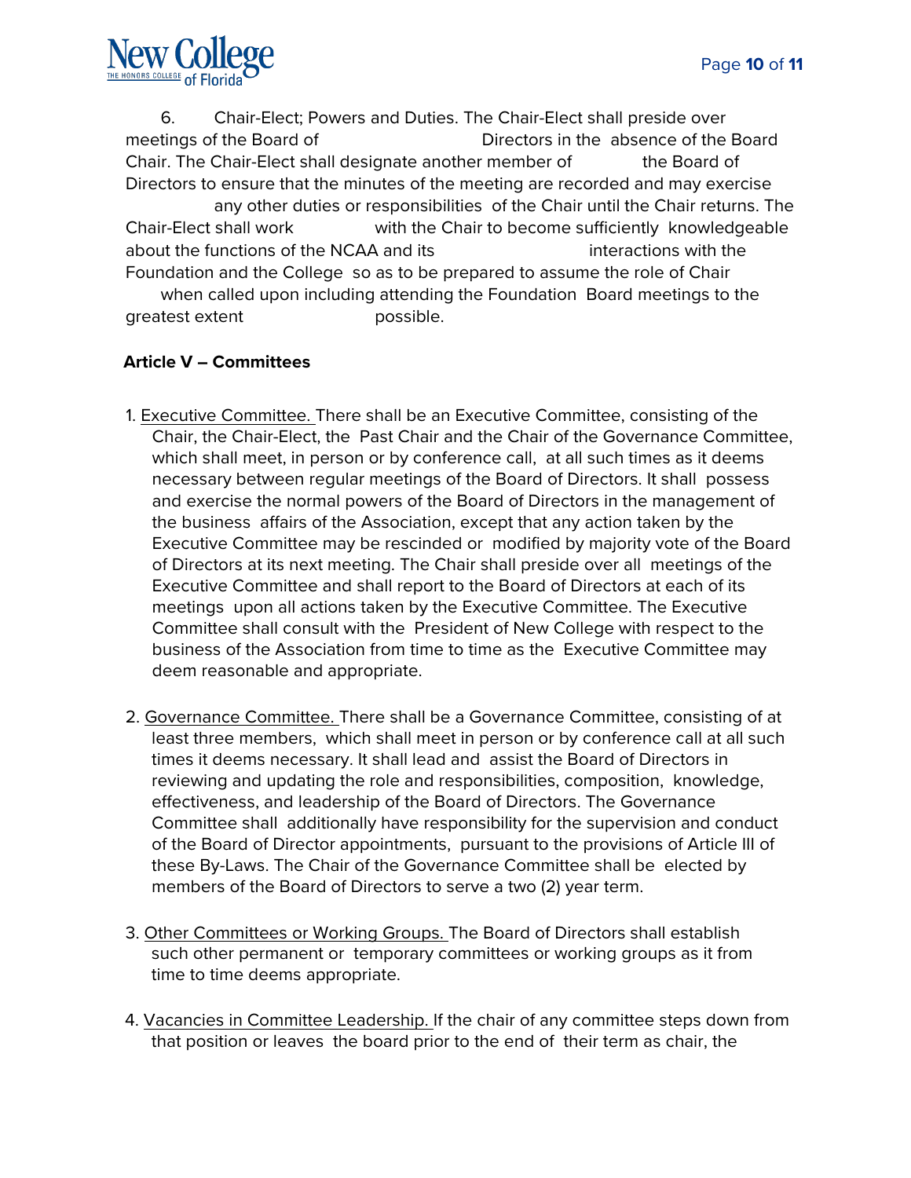6. Chair-Elect; Powers and Duties. The Chair-Elect shall preside over meetings of the Board of Directors in the absence of the Board Chair. The Chair-Elect shall designate another member of the Board of Directors to ensure that the minutes of the meeting are recorded and may exercise any other duties or responsibilities of the Chair until the Chair returns. The Chair-Elect shall work with the Chair to become sufficiently knowledgeable about the functions of the NCAA and its interactions with the Foundation and the College so as to be prepared to assume the role of Chair when called upon including attending the Foundation Board meetings to the greatest extent possible.

**Article V – Committees**

1. Executive Committee. There shall be an Executive Committee, consisting of the Chair, the Chair-Elect, the Past Chair and the Chair of the Governance Committee, which shall meet, in person or by conference call, at all such times as it deems necessary between regular meetings of the Board of Directors. It shall possess and exercise the normal powers of the Board of Directors in the management of the business affairs of the Association, except that any action taken by the Executive Committee may be rescinded or modified by majority vote of the Board of Directors at its next meeting. The Chair shall preside over all meetings of the Executive Committee and shall report to the Board of Directors at each of its meetings upon all actions taken by the Executive Committee. The Executive Committee shall consult with the President of New College with respect to the business of the Association from time to time as the Executive Committee may deem reasonable and appropriate.

2. Governance Committee. There shall be a Governance Committee, consisting of at least three members, which shall meet in person or by conference call at all such times it deems necessary. It shall lead and assist the Board of Directors in reviewing and updating the role and responsibilities, composition, knowledge, effectiveness, and leadership of the Board of Directors. The Governance Committee shall additionally have responsibility for the supervision and conduct of the Board of Director appointments, pursuant to the provisions of Article III of these By-Laws. The Chair of the Governance Committee shall be elected by members of the Board of Directors to serve a two (2) year term.

3. Other Committees or Working Groups. The Board of Directors shall establish such other permanent or temporary committees or working groups as it from time to time deems appropriate.

4. Vacancies in Committee Leadership. If the chair of any committee steps down from that position or leaves the board prior to the end of their term as chair, the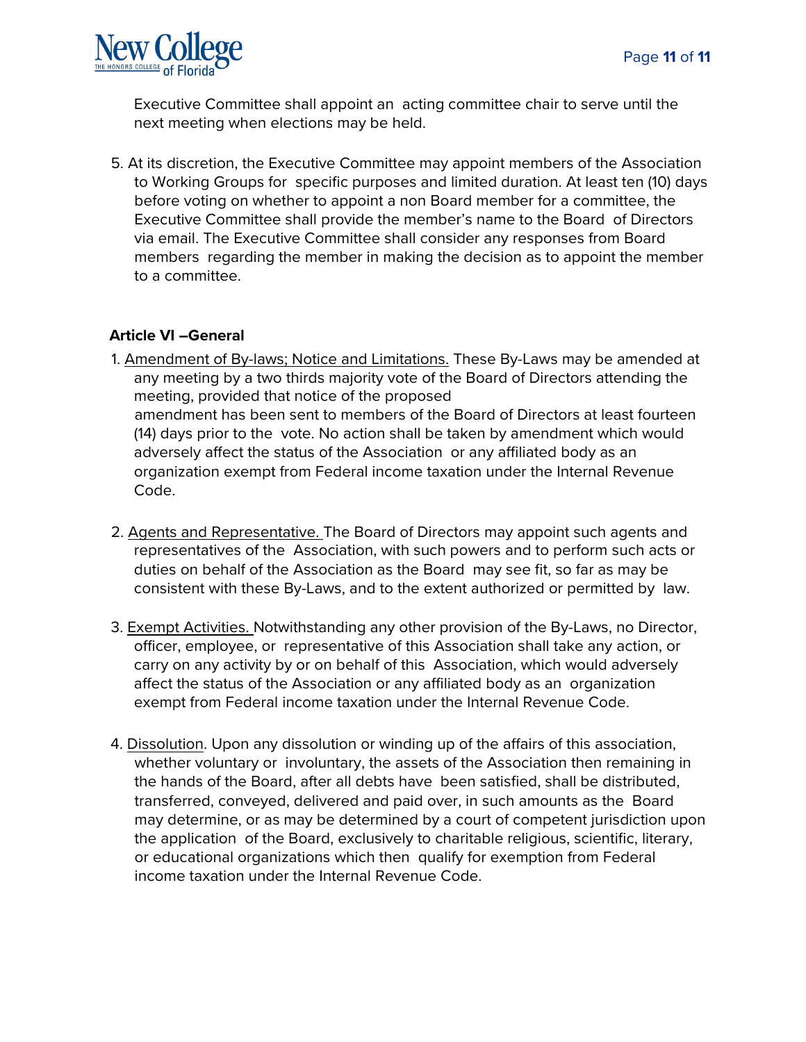Executive Committee shall appoint an acting committee chair to serve until the next meeting when elections may be held.

5. At its discretion, the Executive Committee may appoint members of the Association to Working Groups for specific purposes and limited duration. At least ten (10) days before voting on whether to appoint a non Board member for a committee, the Executive Committee shall provide the member's name to the Board of Directors via email. The Executive Committee shall consider any responses from Board members regarding the member in making the decision as to appoint the member to a committee.

**Article VI –General**

1. Amendment of By-laws; Notice and Limitations. These By-Laws may be amended at any meeting by a two thirds majority vote of the Board of Directors attending the meeting, provided that notice of the proposed amendment has been sent to members of the Board of Directors at least fourteen (14) days prior to the vote. No action shall be taken by amendment which would adversely affect the status of the Association or any affiliated body as an organization exempt from Federal income taxation under the Internal Revenue Code.

2. Agents and Representative. The Board of Directors may appoint such agents and representatives of the Association, with such powers and to perform such acts or duties on behalf of the Association as the Board may see fit, so far as may be consistent with these By-Laws, and to the extent authorized or permitted by law.

3. Exempt Activities. Notwithstanding any other provision of the By-Laws, no Director, officer, employee, or representative of this Association shall take any action, or carry on any activity by or on behalf of this Association, which would adversely affect the status of the Association or any affiliated body as an organization exempt from Federal income taxation under the Internal Revenue Code.

4. Dissolution. Upon any dissolution or winding up of the affairs of this association, whether voluntary or involuntary, the assets of the Association then remaining in the hands of the Board, after all debts have been satisfied, shall be distributed, transferred, conveyed, delivered and paid over, in such amounts as the Board may determine, or as may be determined by a court of competent jurisdiction upon the application of the Board, exclusively to charitable religious, scientific, literary, or educational organizations which then qualify for exemption from Federal income taxation under the Internal Revenue Code.